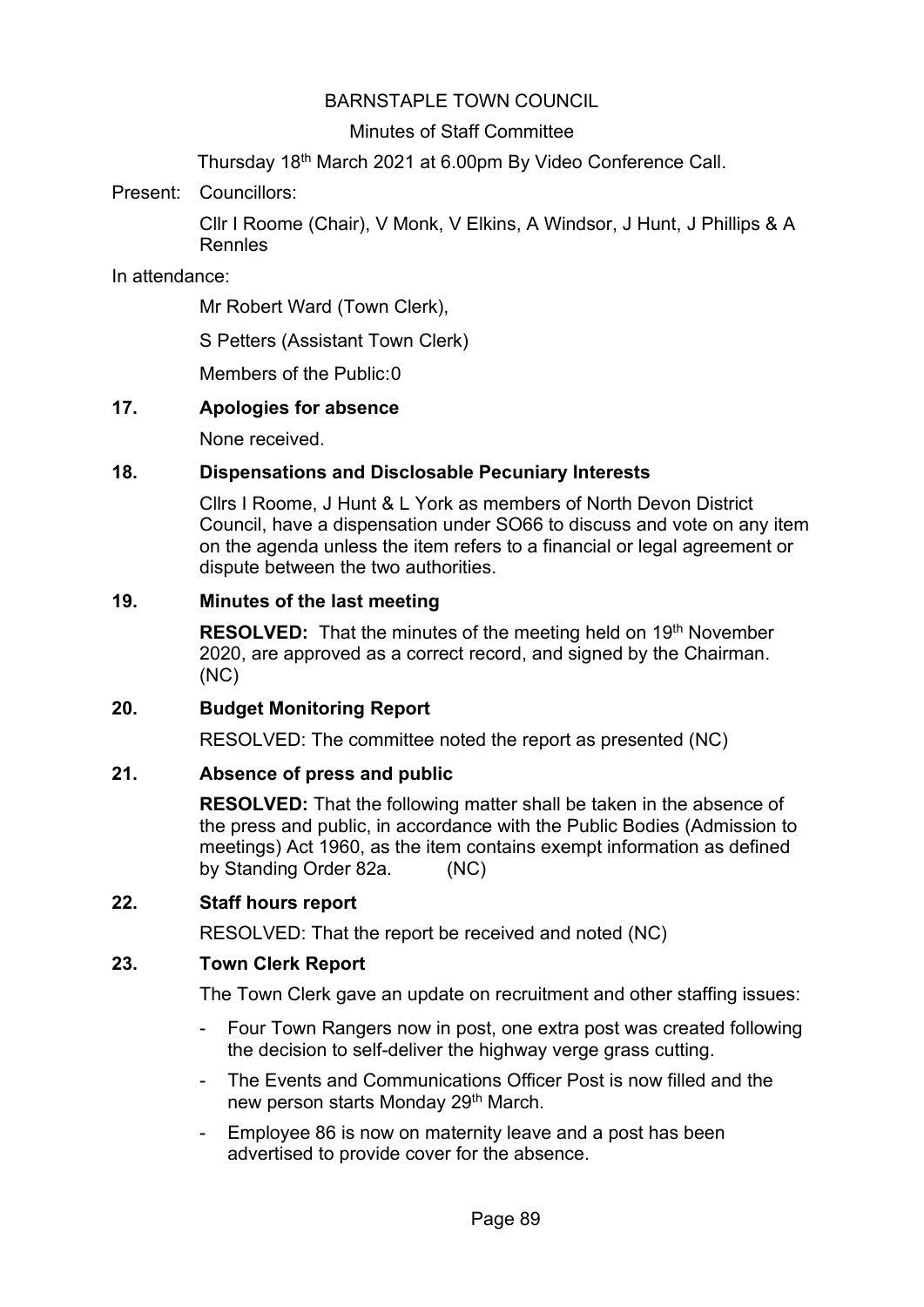BARNSTAPLE TOWN COUNCIL

Minutes of Staff Committee

Thursday 18th March 2021 at 6.00pm By Video Conference Call.

Present: Councillors:

Cllr I Roome (Chair), V Monk, V Elkins, A Windsor, J Hunt, J Phillips & A Rennles

In attendance:

Mr Robert Ward (Town Clerk),

S Petters (Assistant Town Clerk)

Members of the Public:0

**17. Apologies for absence**

None received.

**18. Dispensations and Disclosable Pecuniary Interests**

Cllrs I Roome, J Hunt & L York as members of North Devon District Council, have a dispensation under SO66 to discuss and vote on any item on the agenda unless the item refers to a financial or legal agreement or dispute between the two authorities.

**19. Minutes of the last meeting**

**RESOLVED:** That the minutes of the meeting held on 19th November 2020, are approved as a correct record, and signed by the Chairman. (NC)

**20. Budget Monitoring Report**

RESOLVED: The committee noted the report as presented (NC)

**21. Absence of press and public**

**RESOLVED:** That the following matter shall be taken in the absence of the press and public, in accordance with the Public Bodies (Admission to meetings) Act 1960, as the item contains exempt information as defined by Standing Order 82a. (NC)

**22. Staff hours report**

RESOLVED: That the report be received and noted (NC)

**23. Town Clerk Report**

The Town Clerk gave an update on recruitment and other staffing issues:

- Four Town Rangers now in post, one extra post was created following the decision to self-deliver the highway verge grass cutting.
- The Events and Communications Officer Post is now filled and the new person starts Monday 29th March.
- Employee 86 is now on maternity leave and a post has been advertised to provide cover for the absence.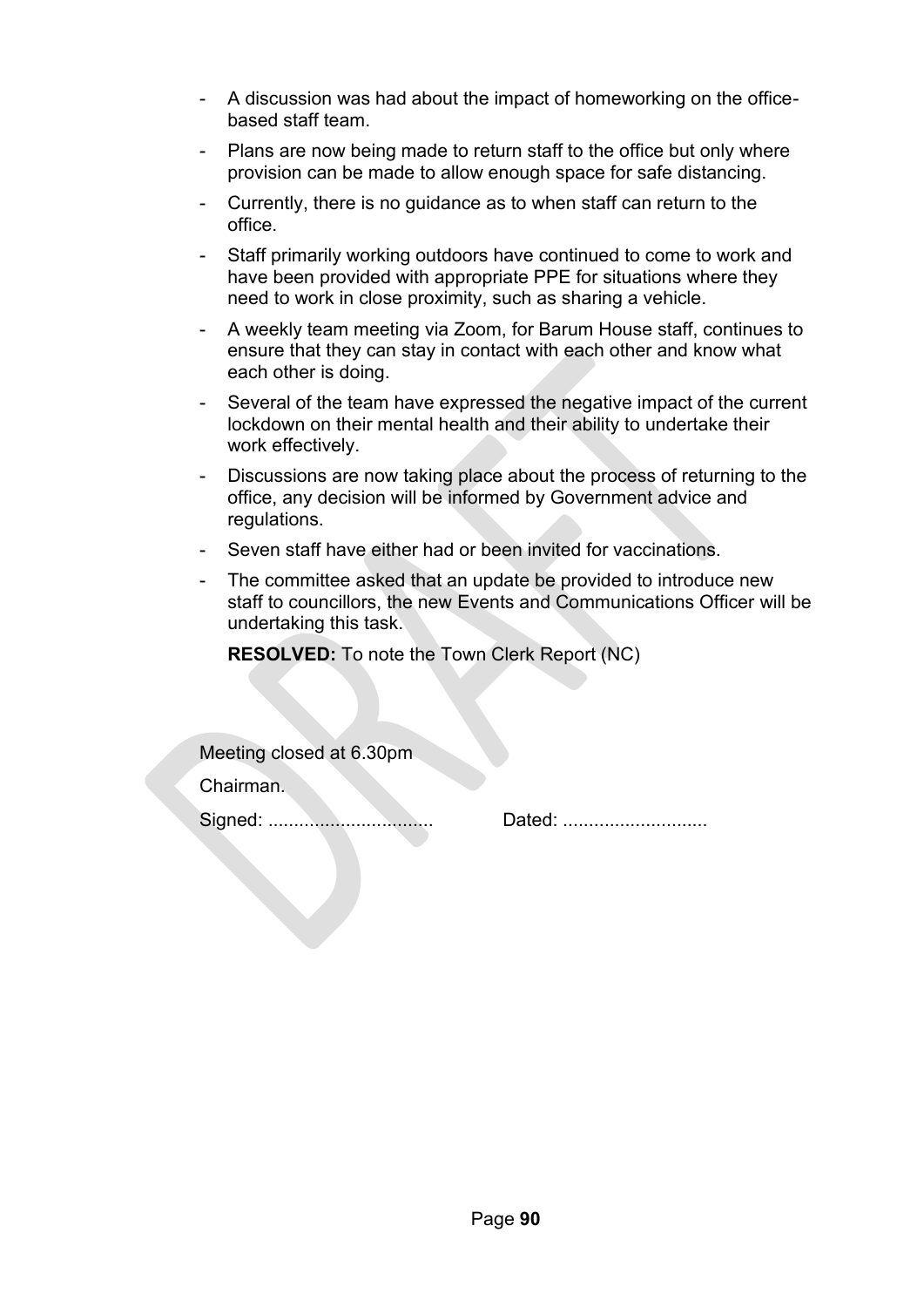- A discussion was had about the impact of homeworking on the office-based staff team.
- Plans are now being made to return staff to the office but only where provision can be made to allow enough space for safe distancing.
- Currently, there is no guidance as to when staff can return to the office.
- Staff primarily working outdoors have continued to come to work and have been provided with appropriate PPE for situations where they need to work in close proximity, such as sharing a vehicle.
- A weekly team meeting via Zoom, for Barum House staff, continues to ensure that they can stay in contact with each other and know what each other is doing.
- Several of the team have expressed the negative impact of the current lockdown on their mental health and their ability to undertake their work effectively.
- Discussions are now taking place about the process of returning to the office, any decision will be informed by Government advice and regulations.
- Seven staff have either had or been invited for vaccinations.
- The committee asked that an update be provided to introduce new staff to councillors, the new Events and Communications Officer will be undertaking this task.

  **RESOLVED:** To note the Town Clerk Report (NC)

Meeting closed at 6.30pm

Chairman.

Signed: ................................ Dated: ............................